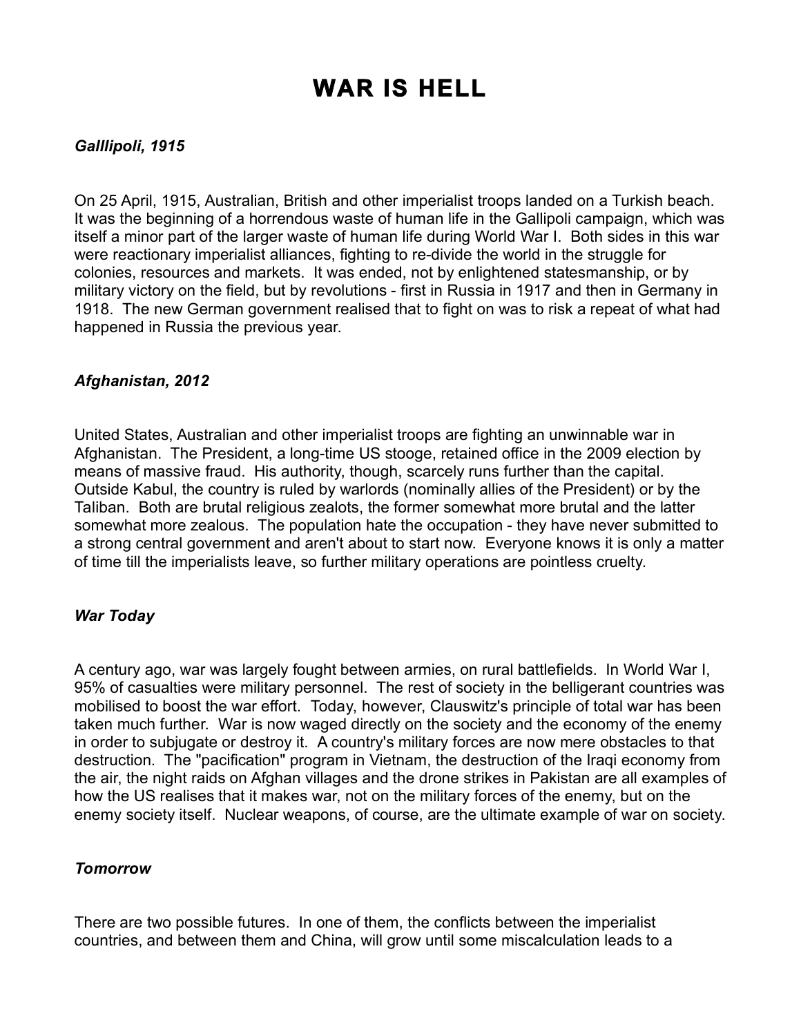# WAR IS HELL

### *Galllipoli, 1915*

On 25 April, 1915, Australian, British and other imperialist troops landed on a Turkish beach. It was the beginning of a horrendous waste of human life in the Gallipoli campaign, which was itself a minor part of the larger waste of human life during World War I. Both sides in this war were reactionary imperialist alliances, fighting to re-divide the world in the struggle for colonies, resources and markets. It was ended, not by enlightened statesmanship, or by military victory on the field, but by revolutions - first in Russia in 1917 and then in Germany in 1918. The new German government realised that to fight on was to risk a repeat of what had happened in Russia the previous year.

### *Afghanistan, 2012*

United States, Australian and other imperialist troops are fighting an unwinnable war in Afghanistan. The President, a long-time US stooge, retained office in the 2009 election by means of massive fraud. His authority, though, scarcely runs further than the capital. Outside Kabul, the country is ruled by warlords (nominally allies of the President) or by the Taliban. Both are brutal religious zealots, the former somewhat more brutal and the latter somewhat more zealous. The population hate the occupation - they have never submitted to a strong central government and aren't about to start now. Everyone knows it is only a matter of time till the imperialists leave, so further military operations are pointless cruelty.

### *War Today*

A century ago, war was largely fought between armies, on rural battlefields. In World War I, 95% of casualties were military personnel. The rest of society in the belligerent countries was mobilised to boost the war effort. Today, however, Clauswitz's principle of total war has been taken much further. War is now waged directly on the society and the economy of the enemy in order to subjugate or destroy it. A country's military forces are now mere obstacles to that destruction. The "pacification" program in Vietnam, the destruction of the Iraqi economy from the air, the night raids on Afghan villages and the drone strikes in Pakistan are all examples of how the US realises that it makes war, not on the military forces of the enemy, but on the enemy society itself. Nuclear weapons, of course, are the ultimate example of war on society.

### *Tomorrow*

There are two possible futures. In one of them, the conflicts between the imperialist countries, and between them and China, will grow until some miscalculation leads to a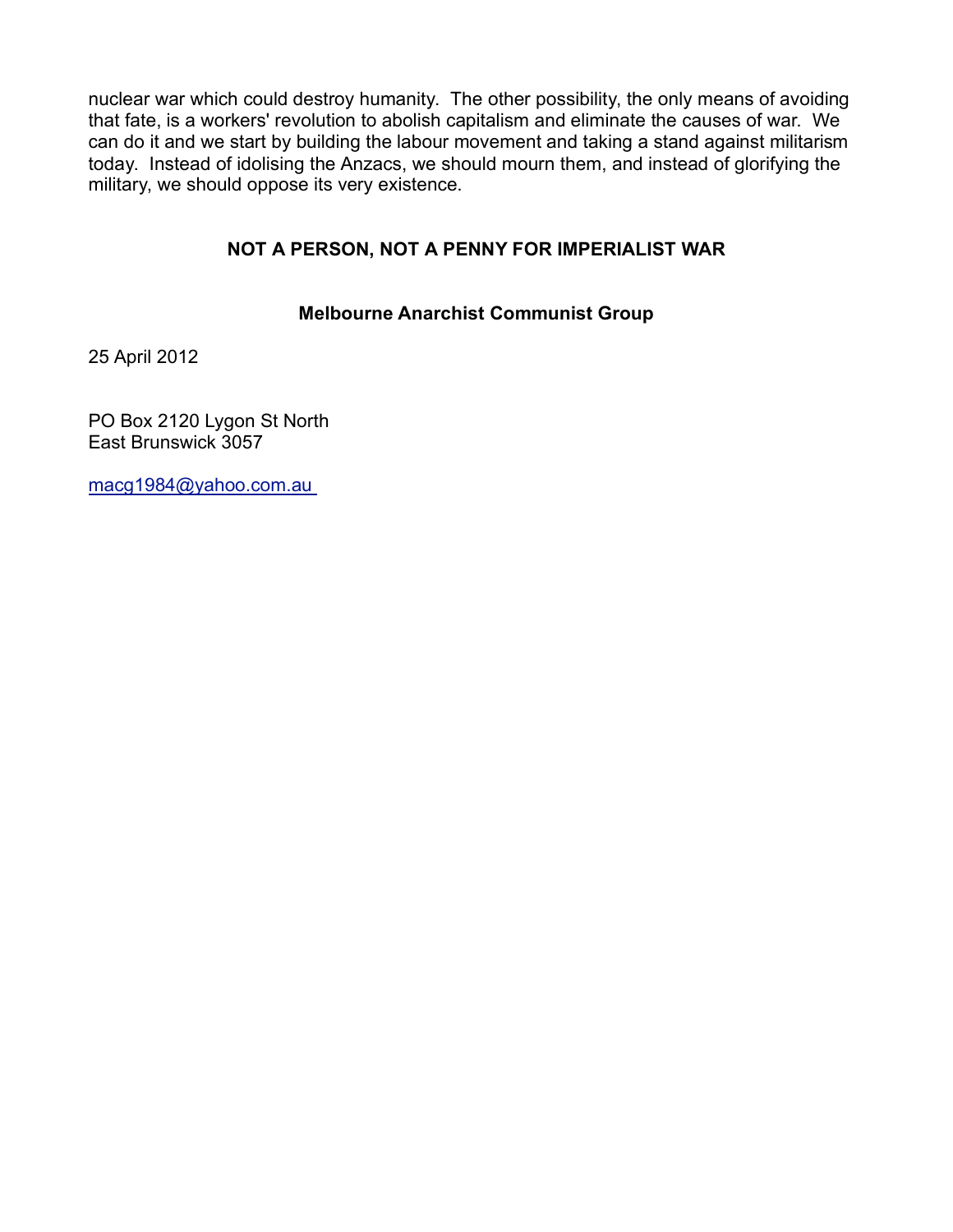nuclear war which could destroy humanity. The other possibility, the only means of avoiding that fate, is a workers' revolution to abolish capitalism and eliminate the causes of war. We can do it and we start by building the labour movement and taking a stand against militarism today. Instead of idolising the Anzacs, we should mourn them, and instead of glorifying the military, we should oppose its very existence.

**NOT A PERSON, NOT A PENNY FOR IMPERIALIST WAR**

**Melbourne Anarchist Communist Group**

25 April 2012

PO Box 2120 Lygon St North
East Brunswick 3057

macg1984@yahoo.com.au